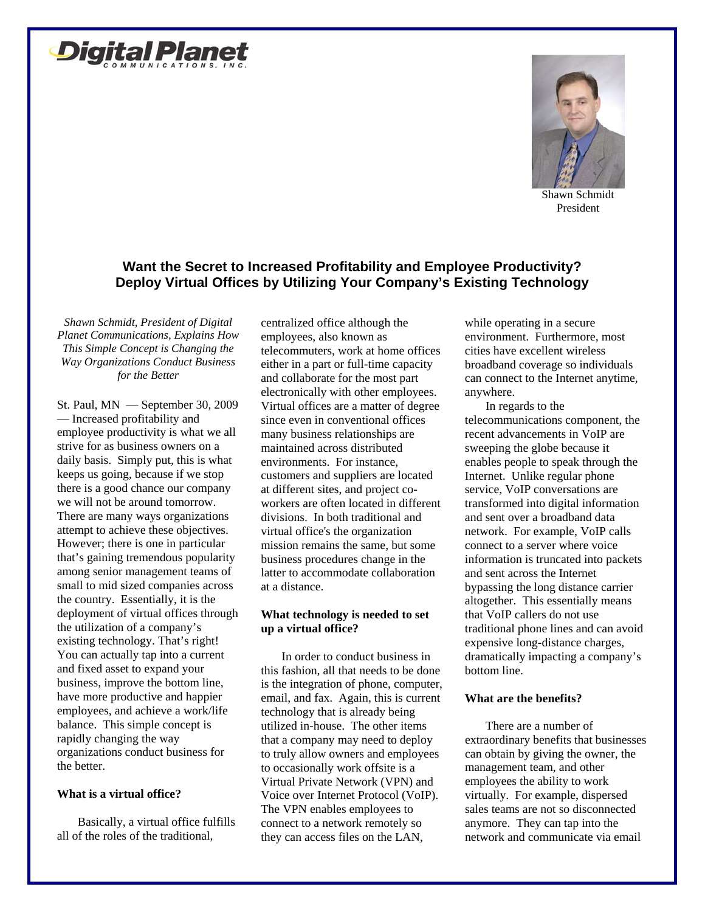Digital Planet Communications, Inc.

Shawn Schmidt
President

## Want the Secret to Increased Profitability and Employee Productivity? Deploy Virtual Offices by Utilizing Your Company's Existing Technology

*Shawn Schmidt, President of Digital Planet Communications, Explains How This Simple Concept is Changing the Way Organizations Conduct Business for the Better*

St. Paul, MN — September 30, 2009 — Increased profitability and employee productivity is what we all strive for as business owners on a daily basis. Simply put, this is what keeps us going, because if we stop there is a good chance our company we will not be around tomorrow. There are many ways organizations attempt to achieve these objectives. However; there is one in particular that's gaining tremendous popularity among senior management teams of small to mid sized companies across the country. Essentially, it is the deployment of virtual offices through the utilization of a company's existing technology. That's right! You can actually tap into a current and fixed asset to expand your business, improve the bottom line, have more productive and happier employees, and achieve a work/life balance. This simple concept is rapidly changing the way organizations conduct business for the better.

### What is a virtual office?

Basically, a virtual office fulfills all of the roles of the traditional, centralized office although the employees, also known as telecommuters, work at home offices either in a part or full-time capacity and collaborate for the most part electronically with other employees. Virtual offices are a matter of degree since even in conventional offices many business relationships are maintained across distributed environments. For instance, customers and suppliers are located at different sites, and project co-workers are often located in different divisions. In both traditional and virtual office's the organization mission remains the same, but some business procedures change in the latter to accommodate collaboration at a distance.

### What technology is needed to set up a virtual office?

In order to conduct business in this fashion, all that needs to be done is the integration of phone, computer, email, and fax. Again, this is current technology that is already being utilized in-house. The other items that a company may need to deploy to truly allow owners and employees to occasionally work offsite is a Virtual Private Network (VPN) and Voice over Internet Protocol (VoIP). The VPN enables employees to connect to a network remotely so they can access files on the LAN, while operating in a secure environment. Furthermore, most cities have excellent wireless broadband coverage so individuals can connect to the Internet anytime, anywhere.

In regards to the telecommunications component, the recent advancements in VoIP are sweeping the globe because it enables people to speak through the Internet. Unlike regular phone service, VoIP conversations are transformed into digital information and sent over a broadband data network. For example, VoIP calls connect to a server where voice information is truncated into packets and sent across the Internet bypassing the long distance carrier altogether. This essentially means that VoIP callers do not use traditional phone lines and can avoid expensive long-distance charges, dramatically impacting a company's bottom line.

### What are the benefits?

There are a number of extraordinary benefits that businesses can obtain by giving the owner, the management team, and other employees the ability to work virtually. For example, dispersed sales teams are not so disconnected anymore. They can tap into the network and communicate via email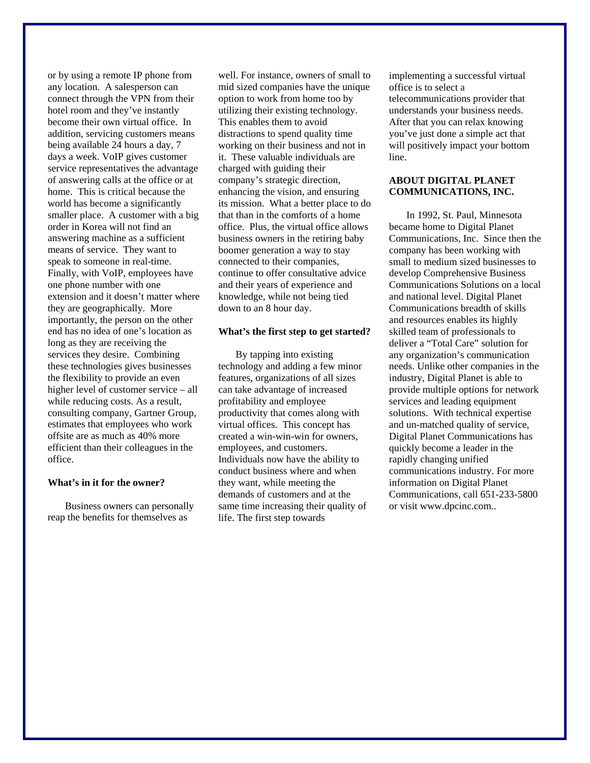or by using a remote IP phone from any location. A salesperson can connect through the VPN from their hotel room and they've instantly become their own virtual office. In addition, servicing customers means being available 24 hours a day, 7 days a week. VoIP gives customer service representatives the advantage of answering calls at the office or at home. This is critical because the world has become a significantly smaller place. A customer with a big order in Korea will not find an answering machine as a sufficient means of service. They want to speak to someone in real-time. Finally, with VoIP, employees have one phone number with one extension and it doesn't matter where they are geographically. More importantly, the person on the other end has no idea of one's location as long as they are receiving the services they desire. Combining these technologies gives businesses the flexibility to provide an even higher level of customer service – all while reducing costs. As a result, consulting company, Gartner Group, estimates that employees who work offsite are as much as 40% more efficient than their colleagues in the office.

**What's in it for the owner?**

Business owners can personally reap the benefits for themselves as well. For instance, owners of small to mid sized companies have the unique option to work from home too by utilizing their existing technology. This enables them to avoid distractions to spend quality time working on their business and not in it. These valuable individuals are charged with guiding their company's strategic direction, enhancing the vision, and ensuring its mission. What a better place to do that than in the comforts of a home office. Plus, the virtual office allows business owners in the retiring baby boomer generation a way to stay connected to their companies, continue to offer consultative advice and their years of experience and knowledge, while not being tied down to an 8 hour day.

**What's the first step to get started?**

By tapping into existing technology and adding a few minor features, organizations of all sizes can take advantage of increased profitability and employee productivity that comes along with virtual offices. This concept has created a win-win-win for owners, employees, and customers. Individuals now have the ability to conduct business where and when they want, while meeting the demands of customers and at the same time increasing their quality of life. The first step towards implementing a successful virtual office is to select a telecommunications provider that understands your business needs. After that you can relax knowing you've just done a simple act that will positively impact your bottom line.

**ABOUT DIGITAL PLANET COMMUNICATIONS, INC.**

In 1992, St. Paul, Minnesota became home to Digital Planet Communications, Inc. Since then the company has been working with small to medium sized businesses to develop Comprehensive Business Communications Solutions on a local and national level. Digital Planet Communications breadth of skills and resources enables its highly skilled team of professionals to deliver a "Total Care" solution for any organization's communication needs. Unlike other companies in the industry, Digital Planet is able to provide multiple options for network services and leading equipment solutions. With technical expertise and un-matched quality of service, Digital Planet Communications has quickly become a leader in the rapidly changing unified communications industry. For more information on Digital Planet Communications, call 651-233-5800 or visit www.dpcinc.com..